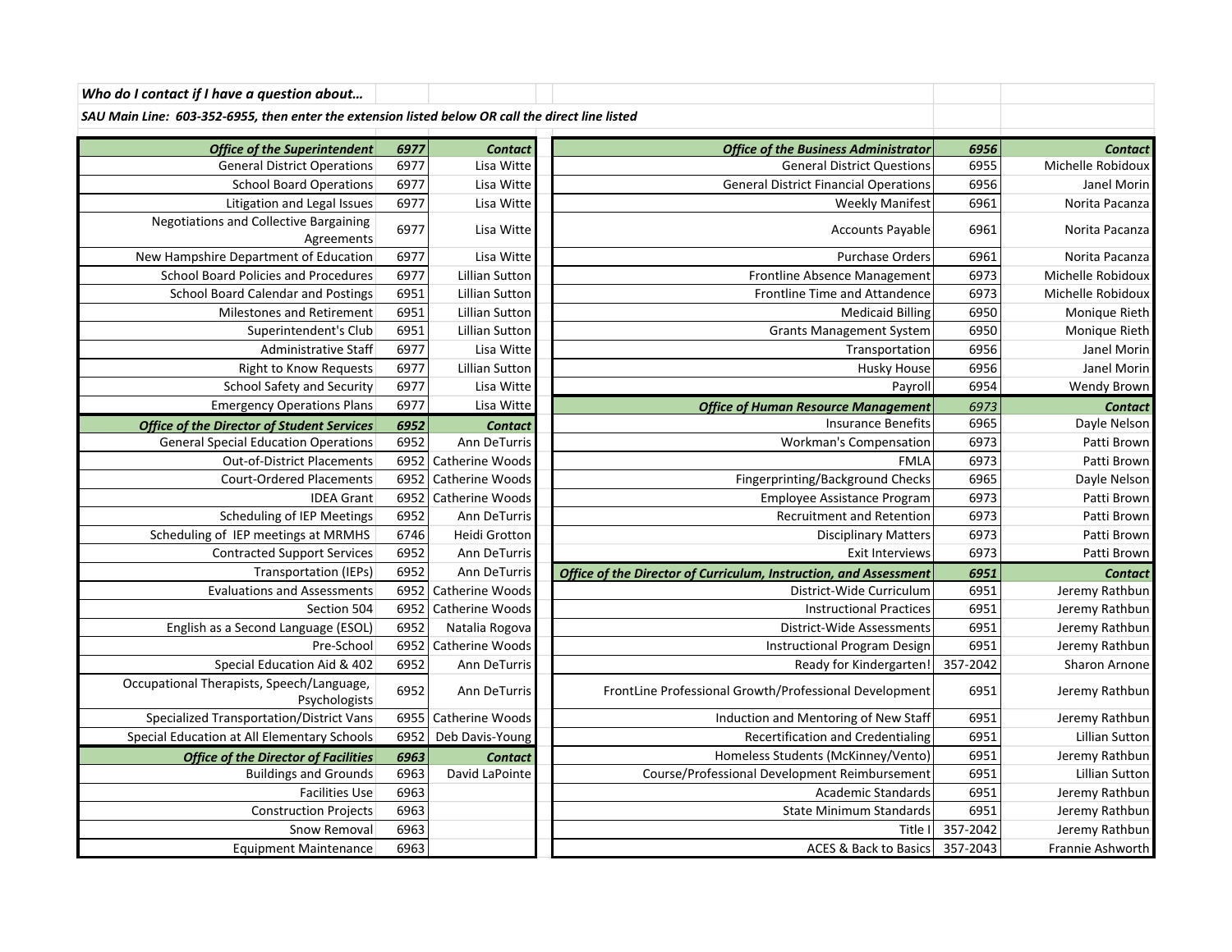***Who do I contact if I have a question about…***

***SAU Main Line: 603-352-6955, then enter the extension listed below OR call the direct line listed***

| ***Office of the Superintendent*** | ***6977*** | ***Contact*** |
|---|---|---|
| General District Operations | 6977 | Lisa Witte |
| School Board Operations | 6977 | Lisa Witte |
| Litigation and Legal Issues | 6977 | Lisa Witte |
| Negotiations and Collective Bargaining Agreements | 6977 | Lisa Witte |
| New Hampshire Department of Education | 6977 | Lisa Witte |
| School Board Policies and Procedures | 6977 | Lillian Sutton |
| School Board Calendar and Postings | 6951 | Lillian Sutton |
| Milestones and Retirement | 6951 | Lillian Sutton |
| Superintendent's Club | 6951 | Lillian Sutton |
| Administrative Staff | 6977 | Lisa Witte |
| Right to Know Requests | 6977 | Lillian Sutton |
| School Safety and Security | 6977 | Lisa Witte |
| Emergency Operations Plans | 6977 | Lisa Witte |

| ***Office of the Director of Student Services*** | ***6952*** | ***Contact*** |
|---|---|---|
| General Special Education Operations | 6952 | Ann DeTurris |
| Out-of-District Placements | 6952 | Catherine Woods |
| Court-Ordered Placements | 6952 | Catherine Woods |
| IDEA Grant | 6952 | Catherine Woods |
| Scheduling of IEP Meetings | 6952 | Ann DeTurris |
| Scheduling of IEP meetings at MRMHS | 6746 | Heidi Grotton |
| Contracted Support Services | 6952 | Ann DeTurris |
| Transportation (IEPs) | 6952 | Ann DeTurris |
| Evaluations and Assessments | 6952 | Catherine Woods |
| Section 504 | 6952 | Catherine Woods |
| English as a Second Language (ESOL) | 6952 | Natalia Rogova |
| Pre-School | 6952 | Catherine Woods |
| Special Education Aid & 402 | 6952 | Ann DeTurris |
| Occupational Therapists, Speech/Language, Psychologists | 6952 | Ann DeTurris |
| Specialized Transportation/District Vans | 6955 | Catherine Woods |
| Special Education at All Elementary Schools | 6952 | Deb Davis-Young |

| ***Office of the Director of Facilities*** | ***6963*** | ***Contact*** |
|---|---|---|
| Buildings and Grounds | 6963 | David LaPointe |
| Facilities Use | 6963 | |
| Construction Projects | 6963 | |
| Snow Removal | 6963 | |
| Equipment Maintenance | 6963 | |

| ***Office of the Business Administrator*** | ***6956*** | ***Contact*** |
|---|---|---|
| General District Questions | 6955 | Michelle Robidoux |
| General District Financial Operations | 6956 | Janel Morin |
| Weekly Manifest | 6961 | Norita Pacanza |
| Accounts Payable | 6961 | Norita Pacanza |
| Purchase Orders | 6961 | Norita Pacanza |
| Frontline Absence Management | 6973 | Michelle Robidoux |
| Frontline Time and Attandence | 6973 | Michelle Robidoux |
| Medicaid Billing | 6950 | Monique Rieth |
| Grants Management System | 6950 | Monique Rieth |
| Transportation | 6956 | Janel Morin |
| Husky House | 6956 | Janel Morin |
| Payroll | 6954 | Wendy Brown |

| ***Office of Human Resource Management*** | *6973* | ***Contact*** |
|---|---|---|
| Insurance Benefits | 6965 | Dayle Nelson |
| Workman's Compensation | 6973 | Patti Brown |
| FMLA | 6973 | Patti Brown |
| Fingerprinting/Background Checks | 6965 | Dayle Nelson |
| Employee Assistance Program | 6973 | Patti Brown |
| Recruitment and Retention | 6973 | Patti Brown |
| Disciplinary Matters | 6973 | Patti Brown |
| Exit Interviews | 6973 | Patti Brown |

| ***Office of the Director of Curriculum, Instruction, and Assessment*** | ***6951*** | ***Contact*** |
|---|---|---|
| District-Wide Curriculum | 6951 | Jeremy Rathbun |
| Instructional Practices | 6951 | Jeremy Rathbun |
| District-Wide Assessments | 6951 | Jeremy Rathbun |
| Instructional Program Design | 6951 | Jeremy Rathbun |
| Ready for Kindergarten! | 357-2042 | Sharon Arnone |
| FrontLine Professional Growth/Professional Development | 6951 | Jeremy Rathbun |
| Induction and Mentoring of New Staff | 6951 | Jeremy Rathbun |
| Recertification and Credentialing | 6951 | Lillian Sutton |
| Homeless Students (McKinney/Vento) | 6951 | Jeremy Rathbun |
| Course/Professional Development Reimbursement | 6951 | Lillian Sutton |
| Academic Standards | 6951 | Jeremy Rathbun |
| State Minimum Standards | 6951 | Jeremy Rathbun |
| Title I | 357-2042 | Jeremy Rathbun |
| ACES & Back to Basics | 357-2043 | Frannie Ashworth |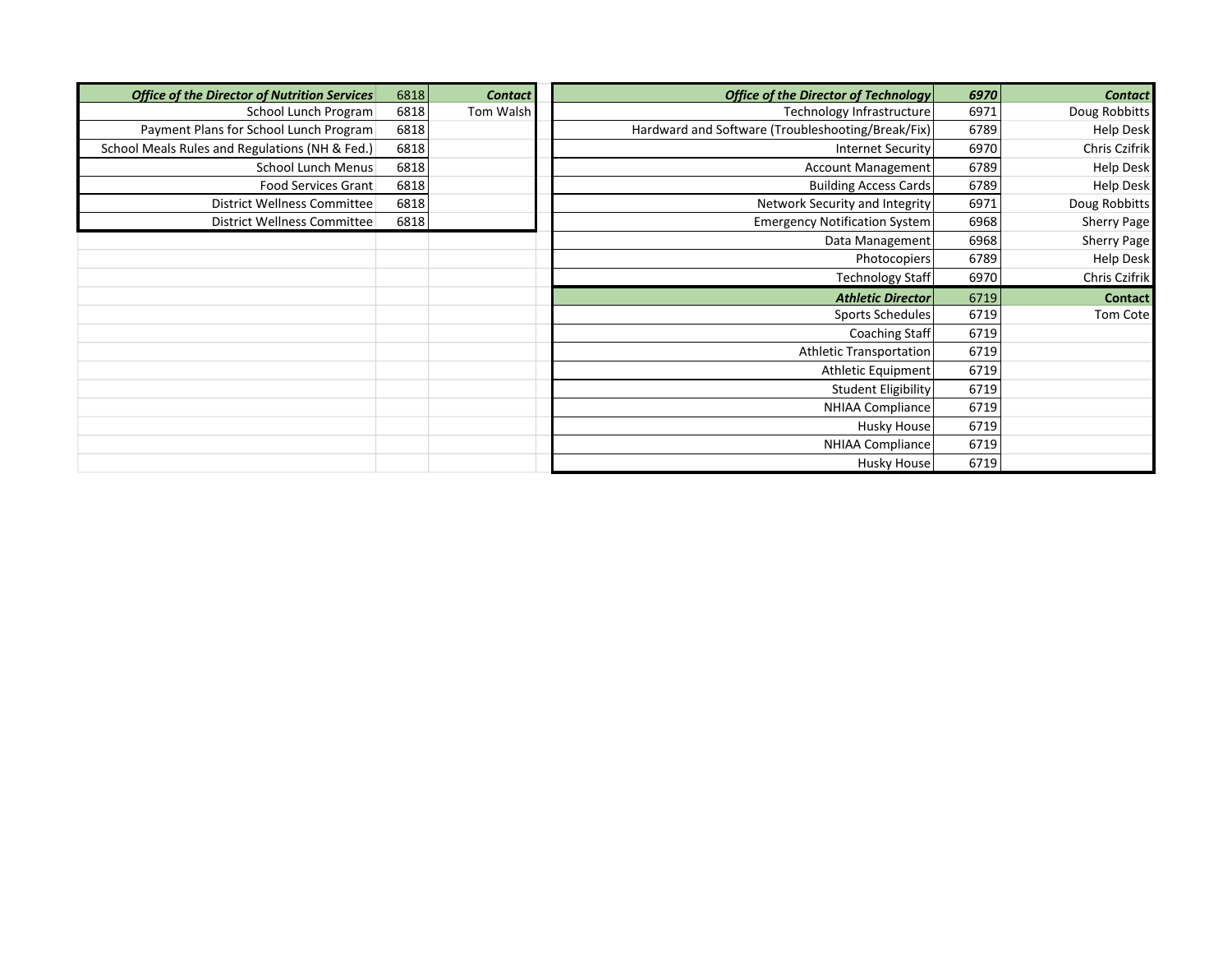| ***Office of the Director of Nutrition Services*** | 6818 | ***Contact*** |
|---|---|---|
| School Lunch Program | 6818 | Tom Walsh |
| Payment Plans for School Lunch Program | 6818 | |
| School Meals Rules and Regulations (NH & Fed.) | 6818 | |
| School Lunch Menus | 6818 | |
| Food Services Grant | 6818 | |
| District Wellness Committee | 6818 | |
| District Wellness Committee | 6818 | |

| ***Office of the Director of Technology*** | ***6970*** | ***Contact*** |
|---|---|---|
| Technology Infrastructure | 6971 | Doug Robbitts |
| Hardward and Software (Troubleshooting/Break/Fix) | 6789 | Help Desk |
| Internet Security | 6970 | Chris Czifrik |
| Account Management | 6789 | Help Desk |
| Building Access Cards | 6789 | Help Desk |
| Network Security and Integrity | 6971 | Doug Robbitts |
| Emergency Notification System | 6968 | Sherry Page |
| Data Management | 6968 | Sherry Page |
| Photocopiers | 6789 | Help Desk |
| Technology Staff | 6970 | Chris Czifrik |

| ***Athletic Director*** | 6719 | **Contact** |
|---|---|---|
| Sports Schedules | 6719 | Tom Cote |
| Coaching Staff | 6719 | |
| Athletic Transportation | 6719 | |
| Athletic Equipment | 6719 | |
| Student Eligibility | 6719 | |
| NHIAA Compliance | 6719 | |
| Husky House | 6719 | |
| NHIAA Compliance | 6719 | |
| Husky House | 6719 | |